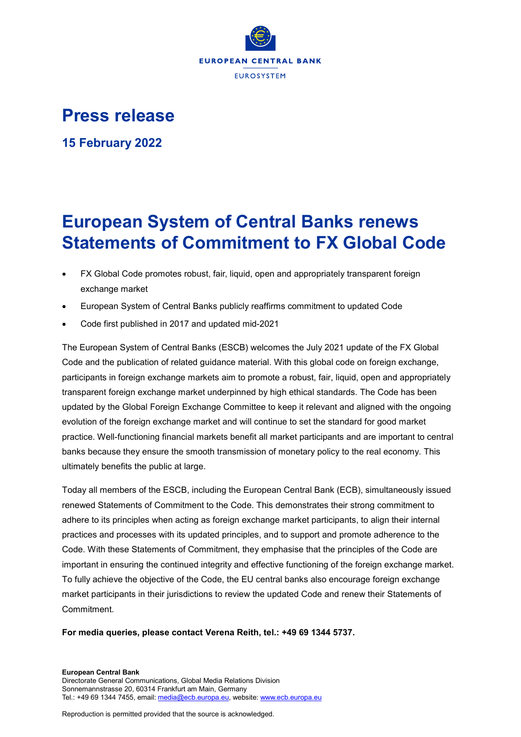EUROPEAN CENTRAL BANK

EUROSYSTEM

# Press release

## 15 February 2022

# European System of Central Banks renews Statements of Commitment to FX Global Code

- FX Global Code promotes robust, fair, liquid, open and appropriately transparent foreign exchange market
- European System of Central Banks publicly reaffirms commitment to updated Code
- Code first published in 2017 and updated mid-2021

The European System of Central Banks (ESCB) welcomes the July 2021 update of the FX Global Code and the publication of related guidance material. With this global code on foreign exchange, participants in foreign exchange markets aim to promote a robust, fair, liquid, open and appropriately transparent foreign exchange market underpinned by high ethical standards. The Code has been updated by the Global Foreign Exchange Committee to keep it relevant and aligned with the ongoing evolution of the foreign exchange market and will continue to set the standard for good market practice. Well-functioning financial markets benefit all market participants and are important to central banks because they ensure the smooth transmission of monetary policy to the real economy. This ultimately benefits the public at large.

Today all members of the ESCB, including the European Central Bank (ECB), simultaneously issued renewed Statements of Commitment to the Code. This demonstrates their strong commitment to adhere to its principles when acting as foreign exchange market participants, to align their internal practices and processes with its updated principles, and to support and promote adherence to the Code. With these Statements of Commitment, they emphasise that the principles of the Code are important in ensuring the continued integrity and effective functioning of the foreign exchange market. To fully achieve the objective of the Code, the EU central banks also encourage foreign exchange market participants in their jurisdictions to review the updated Code and renew their Statements of Commitment.

**For media queries, please contact Verena Reith, tel.: +49 69 1344 5737.**

**European Central Bank**
Directorate General Communications, Global Media Relations Division
Sonnemannstrasse 20, 60314 Frankfurt am Main, Germany
Tel.: +49 69 1344 7455, email: media@ecb.europa.eu, website: www.ecb.europa.eu

Reproduction is permitted provided that the source is acknowledged.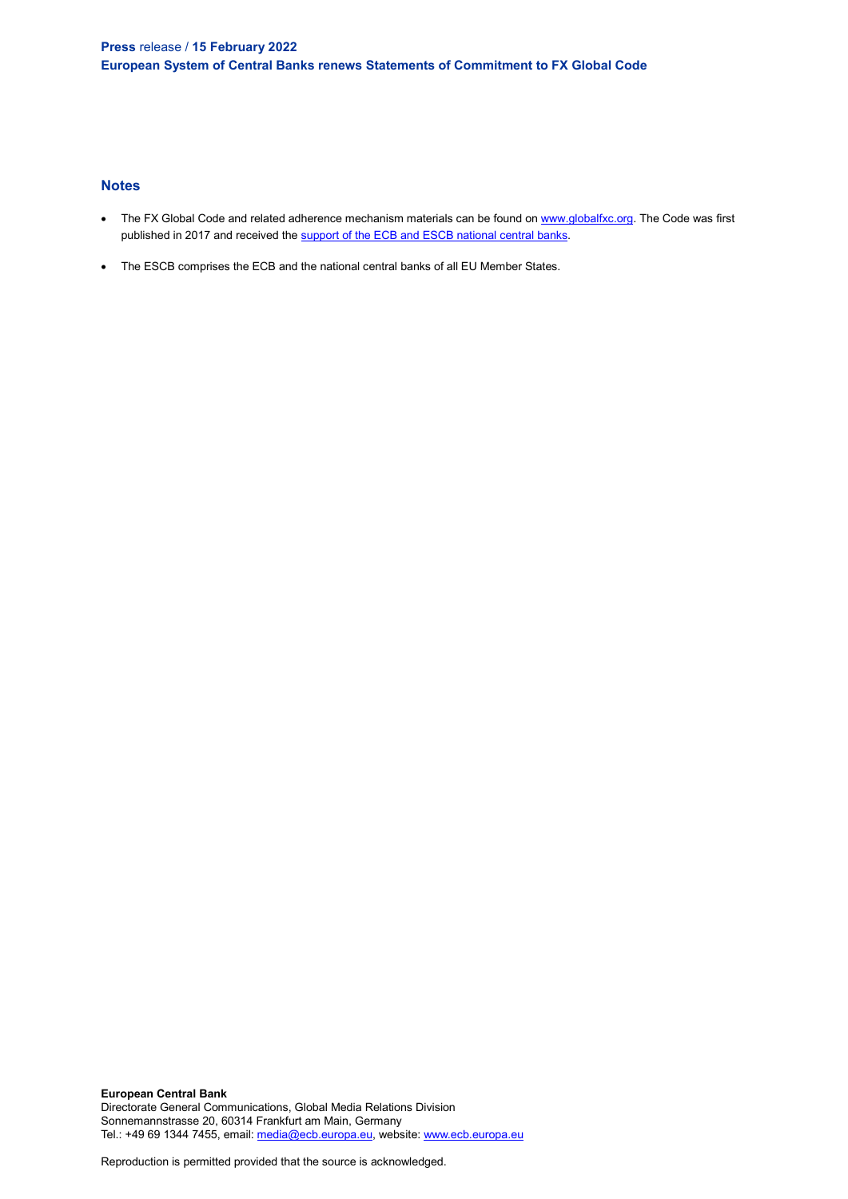## Notes

- The FX Global Code and related adherence mechanism materials can be found on www.globalfxc.org. The Code was first published in 2017 and received the support of the ECB and ESCB national central banks.
- The ESCB comprises the ECB and the national central banks of all EU Member States.

**European Central Bank**
Directorate General Communications, Global Media Relations Division
Sonnemannstrasse 20, 60314 Frankfurt am Main, Germany
Tel.: +49 69 1344 7455, email: media@ecb.europa.eu, website: www.ecb.europa.eu

Reproduction is permitted provided that the source is acknowledged.